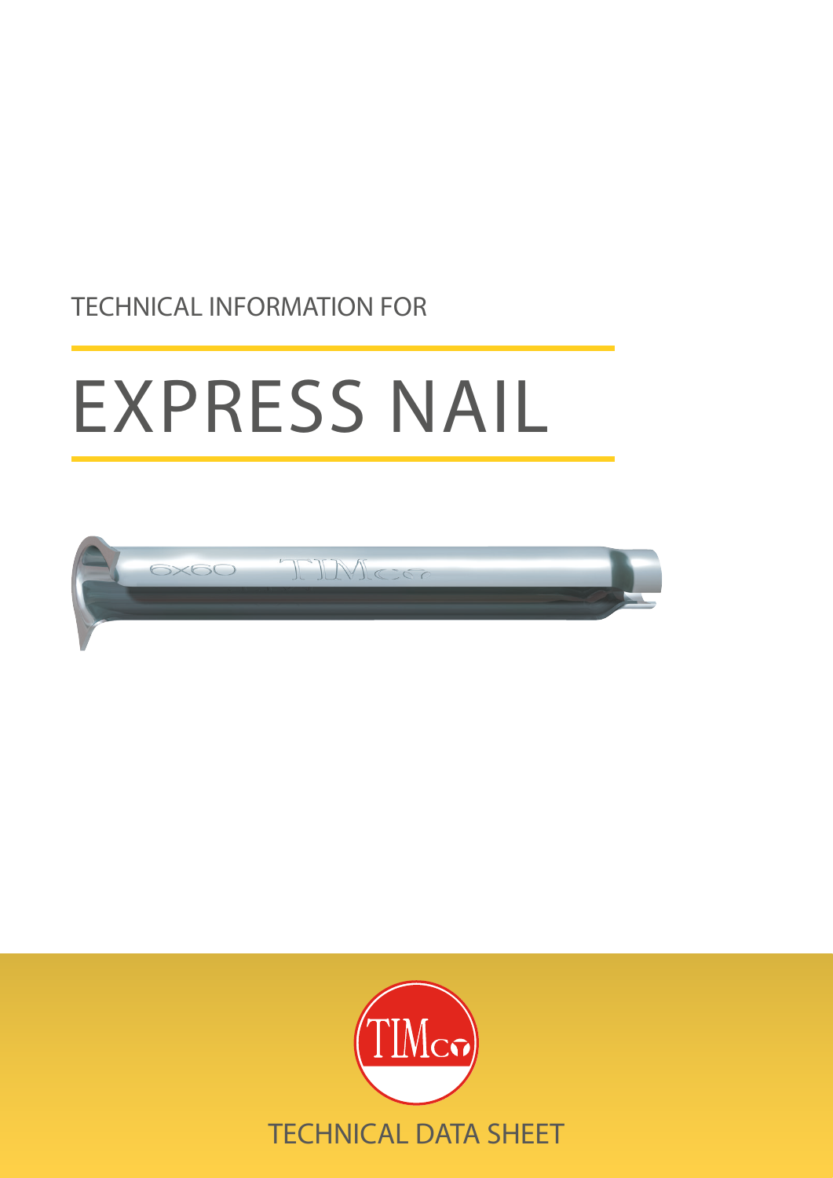TECHNICAL INFORMATION FOR

# EXPRESS NAIL

TECHNICAL DATA SHEET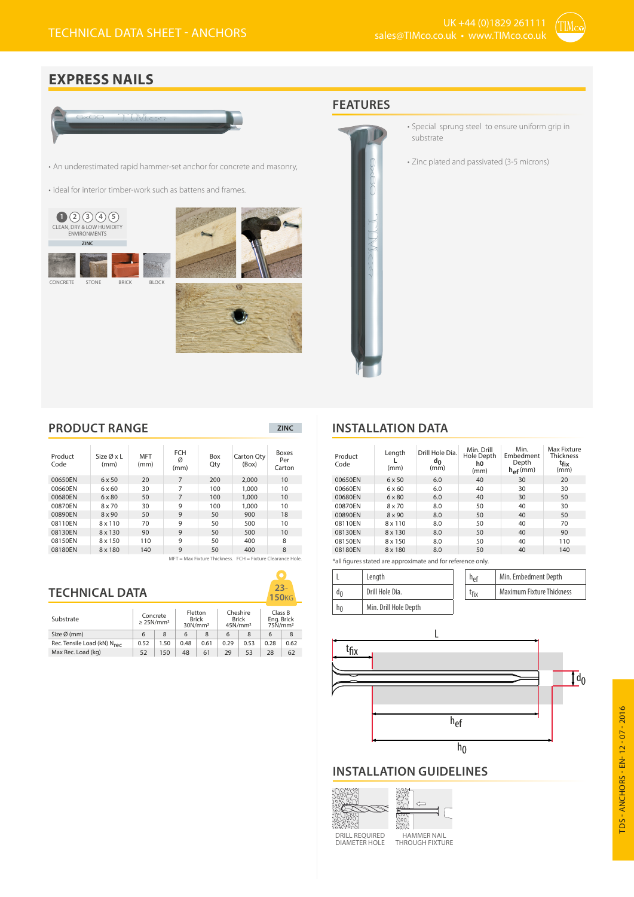# EXPRESS NAILS

- An underestimated rapid hammer-set anchor for concrete and masonry,
- ideal for interior timber-work such as battens and frames.

1 2 3 4 5
CLEAN, DRY & LOW HUMIDITY ENVIRONMENTS
ZINC

CONCRETE STONE BRICK BLOCK

## FEATURES

- Special sprung steel to ensure uniform grip in substrate
- Zinc plated and passivated (3-5 microns)

## PRODUCT RANGE

ZINC

| Product Code | Size Ø x L (mm) | MFT (mm) | FCH Ø (mm) | Box Qty | Carton Qty (Box) | Boxes Per Carton |
|---|---|---|---|---|---|---|
| 00650EN | 6 x 50 | 20 | 7 | 200 | 2,000 | 10 |
| 00660EN | 6 x 60 | 30 | 7 | 100 | 1,000 | 10 |
| 00680EN | 6 x 80 | 50 | 7 | 100 | 1,000 | 10 |
| 00870EN | 8 x 70 | 30 | 9 | 100 | 1,000 | 10 |
| 00890EN | 8 x 90 | 50 | 9 | 50 | 900 | 18 |
| 08110EN | 8 x 110 | 70 | 9 | 50 | 500 | 10 |
| 08130EN | 8 x 130 | 90 | 9 | 50 | 500 | 10 |
| 08150EN | 8 x 150 | 110 | 9 | 50 | 400 | 8 |
| 08180EN | 8 x 180 | 140 | 9 | 50 | 400 | 8 |

MFT = Max Fixture Thickness. FCH = Fixture Clearance Hole.

## TECHNICAL DATA

23-150KG

| Substrate | Concrete ≥ 25N/mm² | | Fletton Brick 30N/mm² | | Cheshire Brick 45N/mm² | | Class B Eng. Brick 75N/mm² | |
|---|---|---|---|---|---|---|---|---|
| Size Ø (mm) | 6 | 8 | 6 | 8 | 6 | 8 | 6 | 8 |
| Rec. Tensile Load (kN) $N_{rec}$ | 0.52 | 1.50 | 0.48 | 0.61 | 0.29 | 0.53 | 0.28 | 0.62 |
| Max Rec. Load (kg) | 52 | 150 | 48 | 61 | 29 | 53 | 28 | 62 |

## INSTALLATION DATA

| Product Code | Length L (mm) | Drill Hole Dia. $d_0$ (mm) | Min. Drill Hole Depth $h_0$ (mm) | Min. Embedment Depth $h_{ef}$ (mm) | Max Fixture Thickness $t_{fix}$ (mm) |
|---|---|---|---|---|---|
| 00650EN | 6 x 50 | 6.0 | 40 | 30 | 20 |
| 00660EN | 6 x 60 | 6.0 | 40 | 30 | 30 |
| 00680EN | 6 x 80 | 6.0 | 40 | 30 | 50 |
| 00870EN | 8 x 70 | 8.0 | 50 | 40 | 30 |
| 00890EN | 8 x 90 | 8.0 | 50 | 40 | 50 |
| 08110EN | 8 x 110 | 8.0 | 50 | 40 | 70 |
| 08130EN | 8 x 130 | 8.0 | 50 | 40 | 90 |
| 08150EN | 8 x 150 | 8.0 | 50 | 40 | 110 |
| 08180EN | 8 x 180 | 8.0 | 50 | 40 | 140 |

*all figures stated are approximate and for reference only.

| | |
|---|---|
| L | Length |
| $d_0$ | Drill Hole Dia. |
| $h_0$ | Min. Drill Hole Depth |

| | |
|---|---|
| $h_{ef}$ | Min. Embedment Depth |
| $t_{fix}$ | Maximum Fixture Thickness |

L
$t_{fix}$
$d_0$
$h_{ef}$
$h_0$

## INSTALLATION GUIDELINES

DRILL REQUIRED DIAMETER HOLE

HAMMER NAIL THROUGH FIXTURE